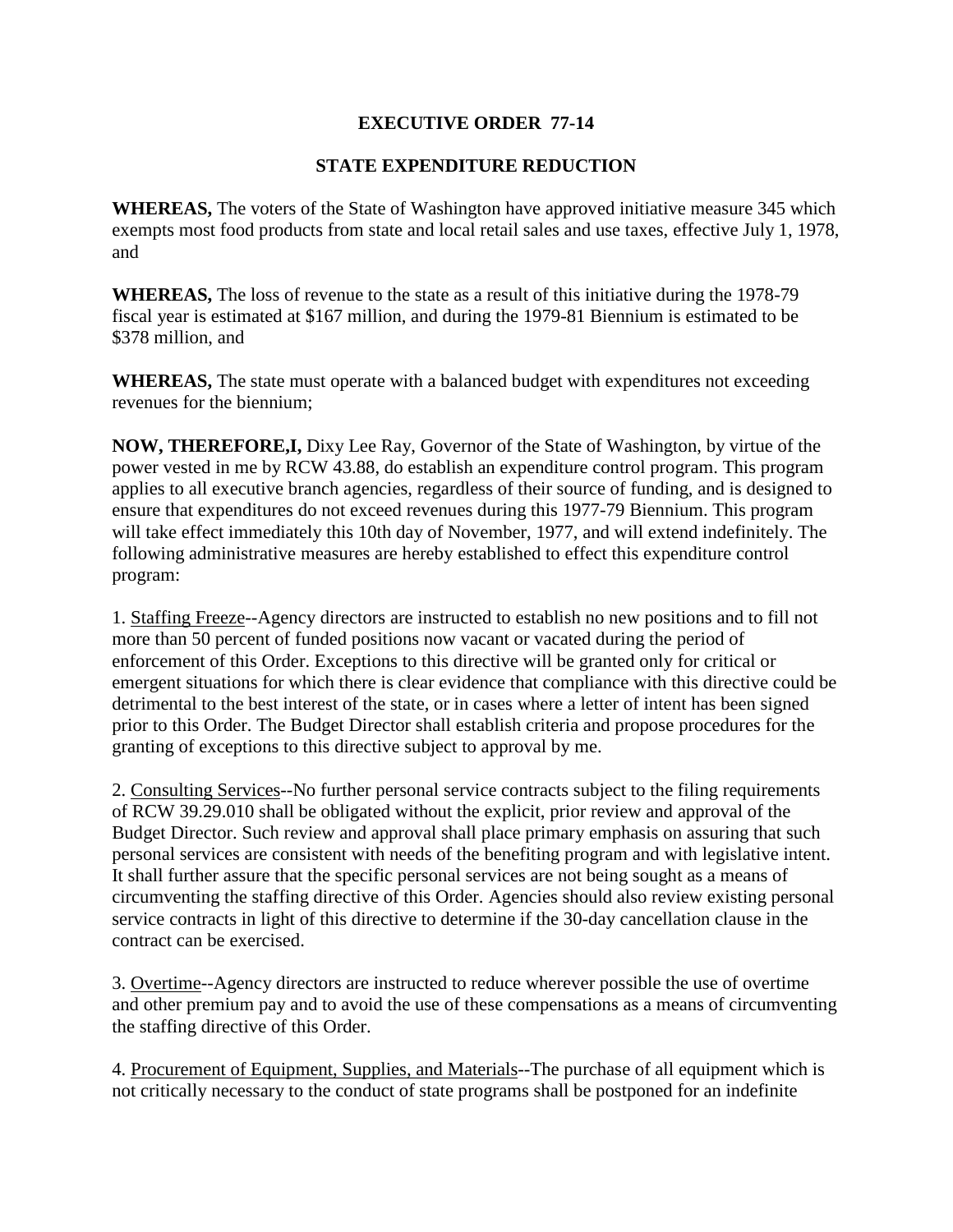# EXECUTIVE ORDER 77-14

## STATE EXPENDITURE REDUCTION

**WHEREAS,** The voters of the State of Washington have approved initiative measure 345 which exempts most food products from state and local retail sales and use taxes, effective July 1, 1978, and

**WHEREAS,** The loss of revenue to the state as a result of this initiative during the 1978-79 fiscal year is estimated at $167 million, and during the 1979-81 Biennium is estimated to be $378 million, and

**WHEREAS,** The state must operate with a balanced budget with expenditures not exceeding revenues for the biennium;

**NOW, THEREFORE,I,** Dixy Lee Ray, Governor of the State of Washington, by virtue of the power vested in me by RCW 43.88, do establish an expenditure control program. This program applies to all executive branch agencies, regardless of their source of funding, and is designed to ensure that expenditures do not exceed revenues during this 1977-79 Biennium. This program will take effect immediately this 10th day of November, 1977, and will extend indefinitely. The following administrative measures are hereby established to effect this expenditure control program:

1. Staffing Freeze--Agency directors are instructed to establish no new positions and to fill not more than 50 percent of funded positions now vacant or vacated during the period of enforcement of this Order. Exceptions to this directive will be granted only for critical or emergent situations for which there is clear evidence that compliance with this directive could be detrimental to the best interest of the state, or in cases where a letter of intent has been signed prior to this Order. The Budget Director shall establish criteria and propose procedures for the granting of exceptions to this directive subject to approval by me.

2. Consulting Services--No further personal service contracts subject to the filing requirements of RCW 39.29.010 shall be obligated without the explicit, prior review and approval of the Budget Director. Such review and approval shall place primary emphasis on assuring that such personal services are consistent with needs of the benefiting program and with legislative intent. It shall further assure that the specific personal services are not being sought as a means of circumventing the staffing directive of this Order. Agencies should also review existing personal service contracts in light of this directive to determine if the 30-day cancellation clause in the contract can be exercised.

3. Overtime--Agency directors are instructed to reduce wherever possible the use of overtime and other premium pay and to avoid the use of these compensations as a means of circumventing the staffing directive of this Order.

4. Procurement of Equipment, Supplies, and Materials--The purchase of all equipment which is not critically necessary to the conduct of state programs shall be postponed for an indefinite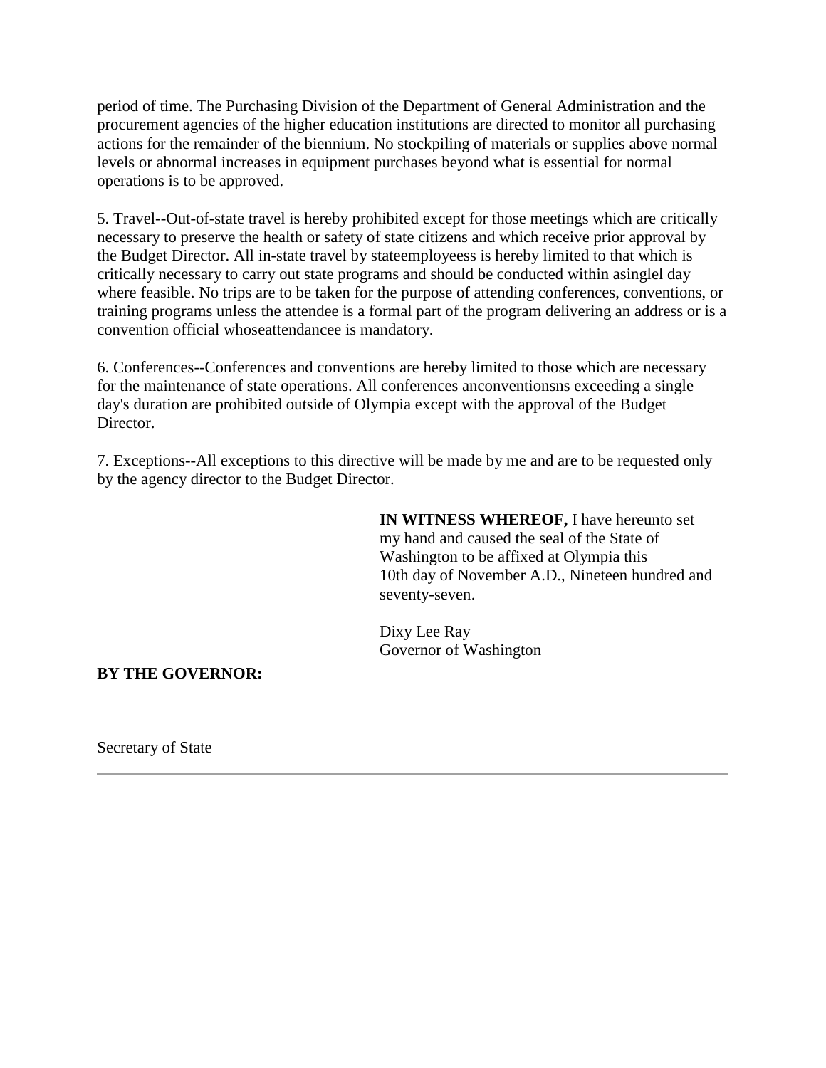period of time. The Purchasing Division of the Department of General Administration and the procurement agencies of the higher education institutions are directed to monitor all purchasing actions for the remainder of the biennium. No stockpiling of materials or supplies above normal levels or abnormal increases in equipment purchases beyond what is essential for normal operations is to be approved.

5. <u>Travel</u>--Out-of-state travel is hereby prohibited except for those meetings which are critically necessary to preserve the health or safety of state citizens and which receive prior approval by the Budget Director. All in-state travel by stateemployeess is hereby limited to that which is critically necessary to carry out state programs and should be conducted within asinglel day where feasible. No trips are to be taken for the purpose of attending conferences, conventions, or training programs unless the attendee is a formal part of the program delivering an address or is a convention official whoseattendancee is mandatory.

6. <u>Conferences</u>--Conferences and conventions are hereby limited to those which are necessary for the maintenance of state operations. All conferences anconventionsns exceeding a single day's duration are prohibited outside of Olympia except with the approval of the Budget Director.

7. <u>Exceptions</u>--All exceptions to this directive will be made by me and are to be requested only by the agency director to the Budget Director.

**IN WITNESS WHEREOF,** I have hereunto set my hand and caused the seal of the State of Washington to be affixed at Olympia this 10th day of November A.D., Nineteen hundred and seventy-seven.

Dixy Lee Ray
Governor of Washington

**BY THE GOVERNOR:**

Secretary of State

---